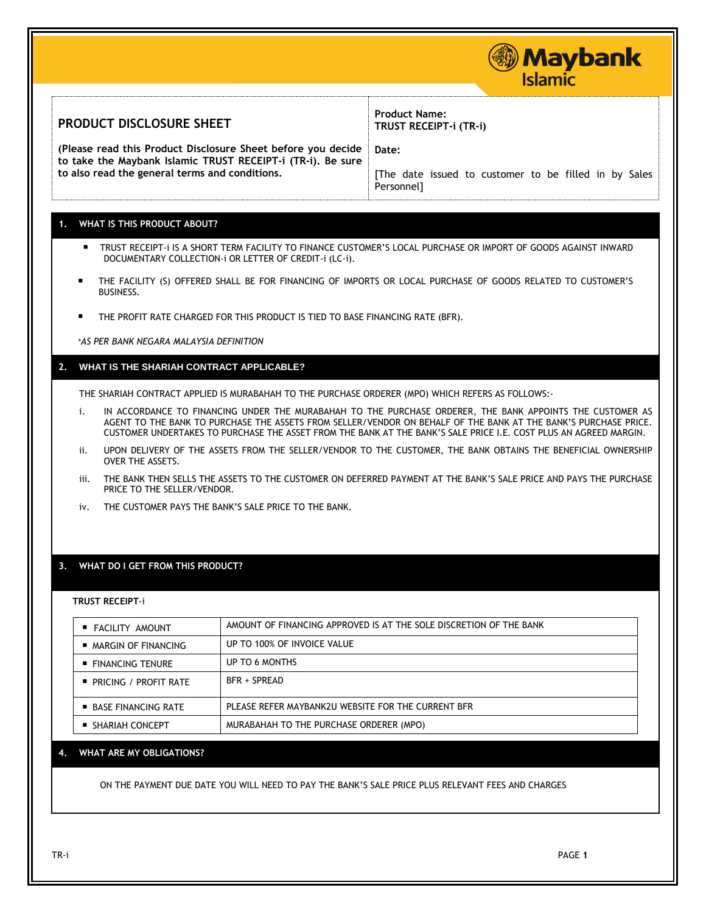Maybank Islamic

| PRODUCT DISCLOSURE SHEET | Product Name: TRUST RECEIPT-i (TR-i) |
|---|---|
| (Please read this Product Disclosure Sheet before you decide to take the Maybank Islamic TRUST RECEIPT-i (TR-i). Be sure to also read the general terms and conditions. | Date: [The date issued to customer to be filled in by Sales Personnel] |

## 1. WHAT IS THIS PRODUCT ABOUT?

- TRUST RECEIPT-i IS A SHORT TERM FACILITY TO FINANCE CUSTOMER'S LOCAL PURCHASE OR IMPORT OF GOODS AGAINST INWARD DOCUMENTARY COLLECTION-i OR LETTER OF CREDIT-i (LC-i).
- THE FACILITY (S) OFFERED SHALL BE FOR FINANCING OF IMPORTS OR LOCAL PURCHASE OF GOODS RELATED TO CUSTOMER'S BUSINESS.
- THE PROFIT RATE CHARGED FOR THIS PRODUCT IS TIED TO BASE FINANCING RATE (BFR).

*\*AS PER BANK NEGARA MALAYSIA DEFINITION*

## 2. WHAT IS THE SHARIAH CONTRACT APPLICABLE?

THE SHARIAH CONTRACT APPLIED IS MURABAHAH TO THE PURCHASE ORDERER (MPO) WHICH REFERS AS FOLLOWS:-

i. IN ACCORDANCE TO FINANCING UNDER THE MURABAHAH TO THE PURCHASE ORDERER, THE BANK APPOINTS THE CUSTOMER AS AGENT TO THE BANK TO PURCHASE THE ASSETS FROM SELLER/VENDOR ON BEHALF OF THE BANK AT THE BANK'S PURCHASE PRICE. CUSTOMER UNDERTAKES TO PURCHASE THE ASSET FROM THE BANK AT THE BANK'S SALE PRICE I.E. COST PLUS AN AGREED MARGIN.

ii. UPON DELIVERY OF THE ASSETS FROM THE SELLER/VENDOR TO THE CUSTOMER, THE BANK OBTAINS THE BENEFICIAL OWNERSHIP OVER THE ASSETS.

iii. THE BANK THEN SELLS THE ASSETS TO THE CUSTOMER ON DEFERRED PAYMENT AT THE BANK'S SALE PRICE AND PAYS THE PURCHASE PRICE TO THE SELLER/VENDOR.

iv. THE CUSTOMER PAYS THE BANK'S SALE PRICE TO THE BANK.

## 3. WHAT DO I GET FROM THIS PRODUCT?

**TRUST RECEIPT-i**

| | |
|---|---|
| FACILITY AMOUNT | AMOUNT OF FINANCING APPROVED IS AT THE SOLE DISCRETION OF THE BANK |
| MARGIN OF FINANCING | UP TO 100% OF INVOICE VALUE |
| FINANCING TENURE | UP TO 6 MONTHS |
| PRICING / PROFIT RATE | BFR + SPREAD |
| BASE FINANCING RATE | PLEASE REFER MAYBANK2U WEBSITE FOR THE CURRENT BFR |
| SHARIAH CONCEPT | MURABAHAH TO THE PURCHASE ORDERER (MPO) |

## 4. WHAT ARE MY OBLIGATIONS?

ON THE PAYMENT DUE DATE YOU WILL NEED TO PAY THE BANK'S SALE PRICE PLUS RELEVANT FEES AND CHARGES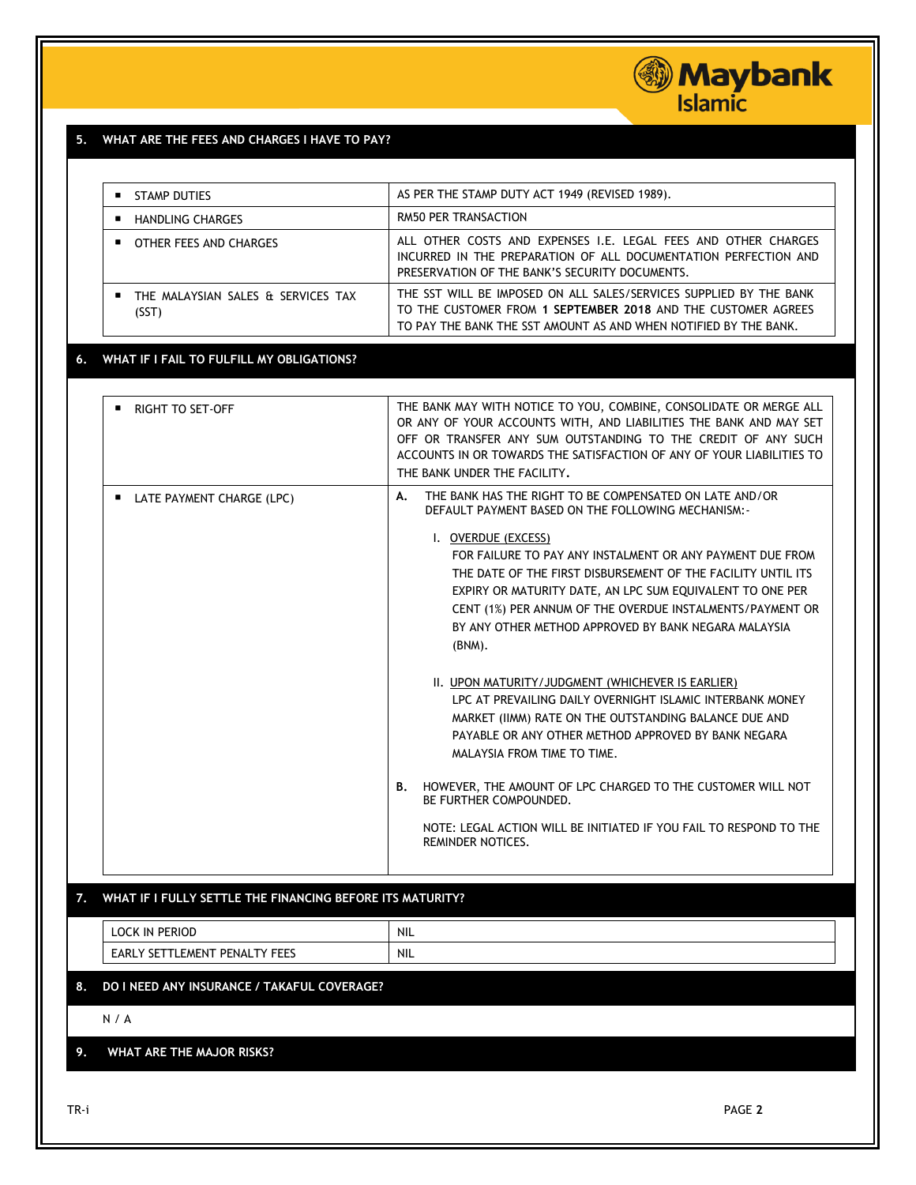## 5. WHAT ARE THE FEES AND CHARGES I HAVE TO PAY?

| | |
|---|---|
| ▪ STAMP DUTIES | AS PER THE STAMP DUTY ACT 1949 (REVISED 1989). |
| ▪ HANDLING CHARGES | RM50 PER TRANSACTION |
| ▪ OTHER FEES AND CHARGES | ALL OTHER COSTS AND EXPENSES I.E. LEGAL FEES AND OTHER CHARGES INCURRED IN THE PREPARATION OF ALL DOCUMENTATION PERFECTION AND PRESERVATION OF THE BANK'S SECURITY DOCUMENTS. |
| ▪ THE MALAYSIAN SALES & SERVICES TAX (SST) | THE SST WILL BE IMPOSED ON ALL SALES/SERVICES SUPPLIED BY THE BANK TO THE CUSTOMER FROM **1 SEPTEMBER 2018** AND THE CUSTOMER AGREES TO PAY THE BANK THE SST AMOUNT AS AND WHEN NOTIFIED BY THE BANK. |

## 6. WHAT IF I FAIL TO FULFILL MY OBLIGATIONS?

| | |
|---|---|
| ▪ RIGHT TO SET-OFF | THE BANK MAY WITH NOTICE TO YOU, COMBINE, CONSOLIDATE OR MERGE ALL OR ANY OF YOUR ACCOUNTS WITH, AND LIABILITIES THE BANK AND MAY SET OFF OR TRANSFER ANY SUM OUTSTANDING TO THE CREDIT OF ANY SUCH ACCOUNTS IN OR TOWARDS THE SATISFACTION OF ANY OF YOUR LIABILITIES TO THE BANK UNDER THE FACILITY. |
| ▪ LATE PAYMENT CHARGE (LPC) | **A.** THE BANK HAS THE RIGHT TO BE COMPENSATED ON LATE AND/OR DEFAULT PAYMENT BASED ON THE FOLLOWING MECHANISM:-<br><br>I. OVERDUE (EXCESS)<br>FOR FAILURE TO PAY ANY INSTALMENT OR ANY PAYMENT DUE FROM THE DATE OF THE FIRST DISBURSEMENT OF THE FACILITY UNTIL ITS EXPIRY OR MATURITY DATE, AN LPC SUM EQUIVALENT TO ONE PER CENT (1%) PER ANNUM OF THE OVERDUE INSTALMENTS/PAYMENT OR BY ANY OTHER METHOD APPROVED BY BANK NEGARA MALAYSIA (BNM).<br><br>II. UPON MATURITY/JUDGMENT (WHICHEVER IS EARLIER)<br>LPC AT PREVAILING DAILY OVERNIGHT ISLAMIC INTERBANK MONEY MARKET (IIMM) RATE ON THE OUTSTANDING BALANCE DUE AND PAYABLE OR ANY OTHER METHOD APPROVED BY BANK NEGARA MALAYSIA FROM TIME TO TIME.<br><br>**B.** HOWEVER, THE AMOUNT OF LPC CHARGED TO THE CUSTOMER WILL NOT BE FURTHER COMPOUNDED.<br><br>NOTE: LEGAL ACTION WILL BE INITIATED IF YOU FAIL TO RESPOND TO THE REMINDER NOTICES. |

## 7. WHAT IF I FULLY SETTLE THE FINANCING BEFORE ITS MATURITY?

| | |
|---|---|
| LOCK IN PERIOD | NIL |
| EARLY SETTLEMENT PENALTY FEES | NIL |

## 8. DO I NEED ANY INSURANCE / TAKAFUL COVERAGE?

N / A

## 9. WHAT ARE THE MAJOR RISKS?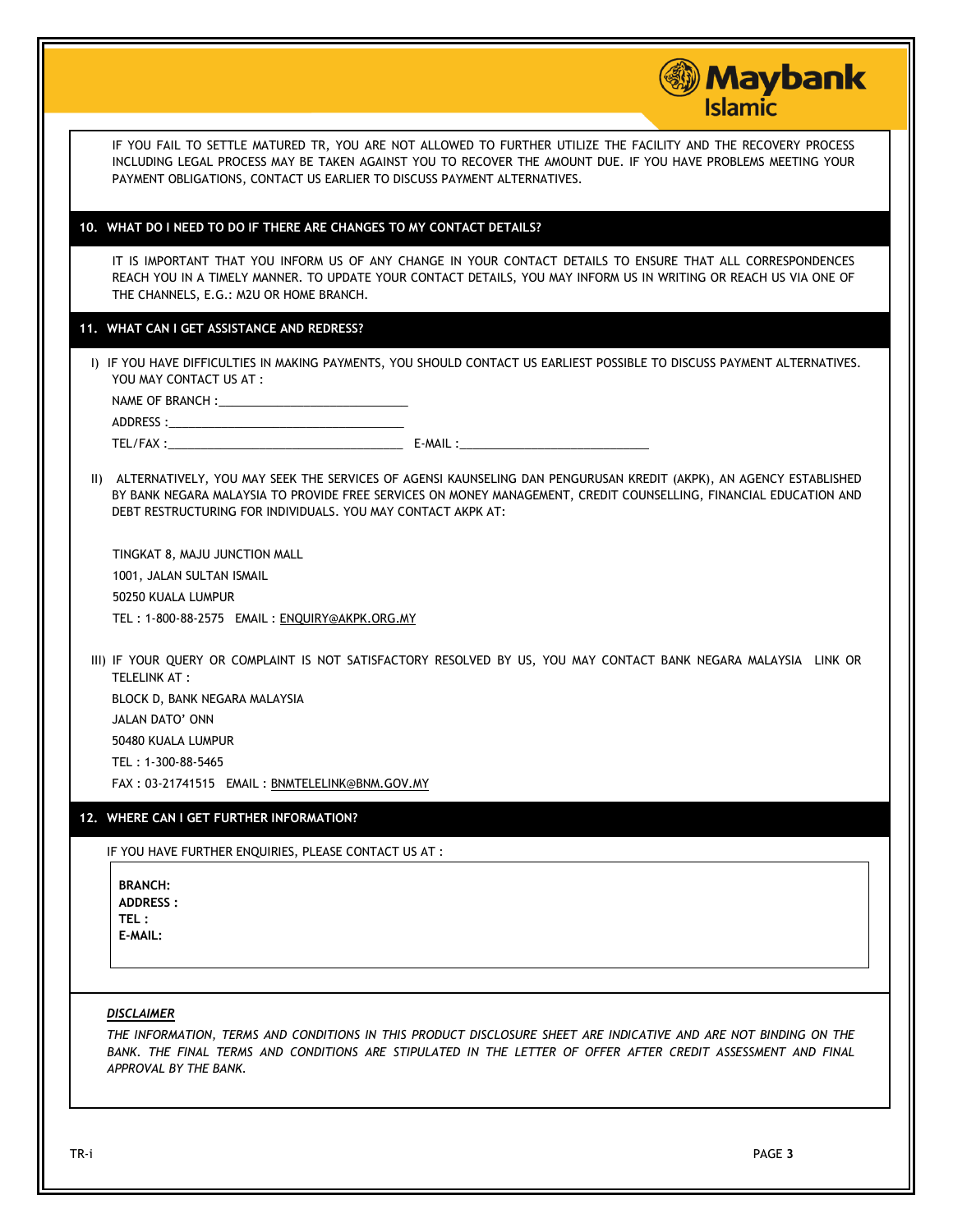IF YOU FAIL TO SETTLE MATURED TR, YOU ARE NOT ALLOWED TO FURTHER UTILIZE THE FACILITY AND THE RECOVERY PROCESS INCLUDING LEGAL PROCESS MAY BE TAKEN AGAINST YOU TO RECOVER THE AMOUNT DUE. IF YOU HAVE PROBLEMS MEETING YOUR PAYMENT OBLIGATIONS, CONTACT US EARLIER TO DISCUSS PAYMENT ALTERNATIVES.

## 10. WHAT DO I NEED TO DO IF THERE ARE CHANGES TO MY CONTACT DETAILS?

IT IS IMPORTANT THAT YOU INFORM US OF ANY CHANGE IN YOUR CONTACT DETAILS TO ENSURE THAT ALL CORRESPONDENCES REACH YOU IN A TIMELY MANNER. TO UPDATE YOUR CONTACT DETAILS, YOU MAY INFORM US IN WRITING OR REACH US VIA ONE OF THE CHANNELS, E.G.: M2U OR HOME BRANCH.

## 11. WHAT CAN I GET ASSISTANCE AND REDRESS?

I) IF YOU HAVE DIFFICULTIES IN MAKING PAYMENTS, YOU SHOULD CONTACT US EARLIEST POSSIBLE TO DISCUSS PAYMENT ALTERNATIVES. YOU MAY CONTACT US AT :

NAME OF BRANCH :____________________________

ADDRESS :___________________________________

TEL/FAX :__________________________________ E-MAIL :____________________________

II) ALTERNATIVELY, YOU MAY SEEK THE SERVICES OF AGENSI KAUNSELING DAN PENGURUSAN KREDIT (AKPK), AN AGENCY ESTABLISHED BY BANK NEGARA MALAYSIA TO PROVIDE FREE SERVICES ON MONEY MANAGEMENT, CREDIT COUNSELLING, FINANCIAL EDUCATION AND DEBT RESTRUCTURING FOR INDIVIDUALS. YOU MAY CONTACT AKPK AT:

TINGKAT 8, MAJU JUNCTION MALL
1001, JALAN SULTAN ISMAIL
50250 KUALA LUMPUR
TEL : 1-800-88-2575 EMAIL : ENQUIRY@AKPK.ORG.MY

III) IF YOUR QUERY OR COMPLAINT IS NOT SATISFACTORY RESOLVED BY US, YOU MAY CONTACT BANK NEGARA MALAYSIA LINK OR TELELINK AT :

BLOCK D, BANK NEGARA MALAYSIA
JALAN DATO' ONN
50480 KUALA LUMPUR
TEL : 1-300-88-5465
FAX : 03-21741515 EMAIL : BNMTELELINK@BNM.GOV.MY

## 12. WHERE CAN I GET FURTHER INFORMATION?

IF YOU HAVE FURTHER ENQUIRIES, PLEASE CONTACT US AT :

**BRANCH:**
**ADDRESS :**
**TEL :**
**E-MAIL:**

***DISCLAIMER***

*THE INFORMATION, TERMS AND CONDITIONS IN THIS PRODUCT DISCLOSURE SHEET ARE INDICATIVE AND ARE NOT BINDING ON THE BANK. THE FINAL TERMS AND CONDITIONS ARE STIPULATED IN THE LETTER OF OFFER AFTER CREDIT ASSESSMENT AND FINAL APPROVAL BY THE BANK.*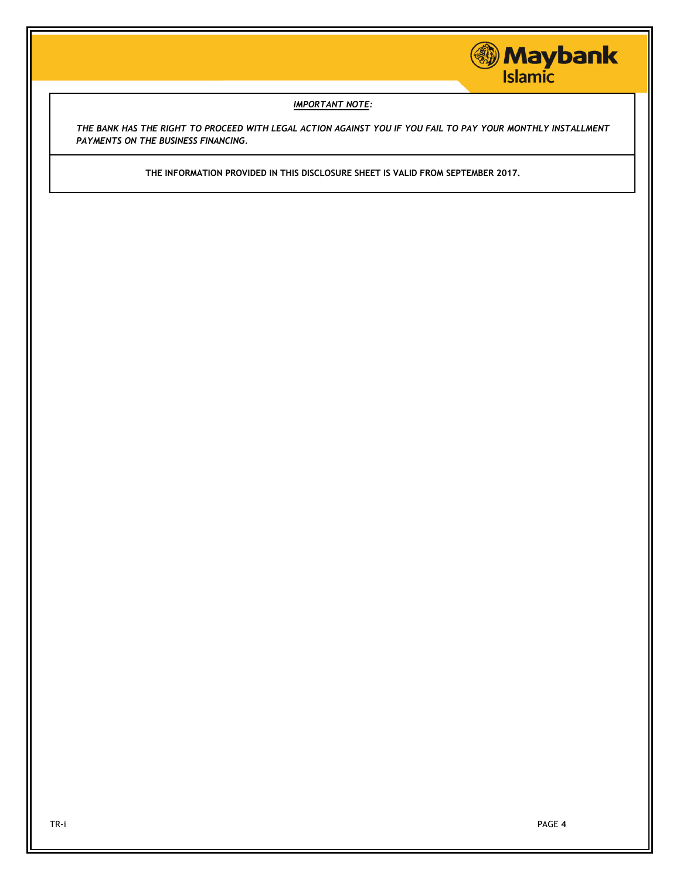***IMPORTANT NOTE:***

*THE BANK HAS THE RIGHT TO PROCEED WITH LEGAL ACTION AGAINST YOU IF YOU FAIL TO PAY YOUR MONTHLY INSTALLMENT PAYMENTS ON THE BUSINESS FINANCING.*

**THE INFORMATION PROVIDED IN THIS DISCLOSURE SHEET IS VALID FROM SEPTEMBER 2017.**